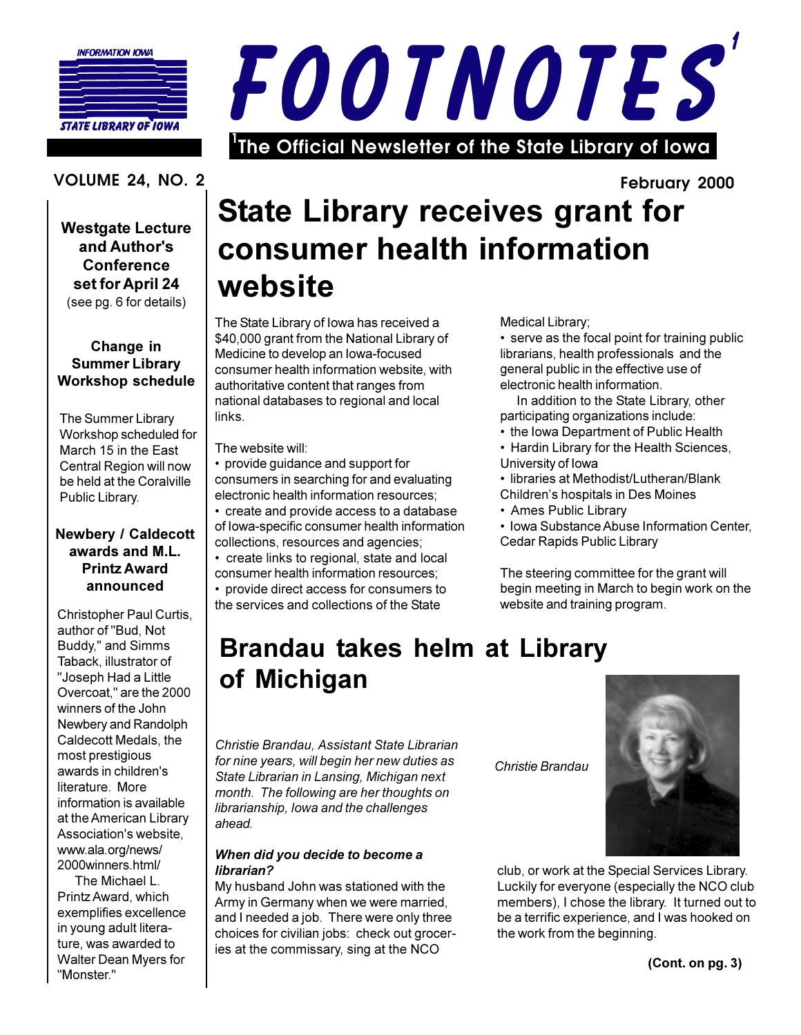INFORMATION IOWA

STATE LIBRARY OF IOWA

# FOOTNOTES[1]

[1]The Official Newsletter of the State Library of Iowa

VOLUME 24, NO. 2

February 2000

**Westgate Lecture and Author's Conference set for April 24**
(see pg. 6 for details)

### Change in Summer Library Workshop schedule

The Summer Library Workshop scheduled for March 15 in the East Central Region will now be held at the Coralville Public Library.

### Newbery / Caldecott awards and M.L. Printz Award announced

Christopher Paul Curtis, author of "Bud, Not Buddy," and Simms Taback, illustrator of "Joseph Had a Little Overcoat," are the 2000 winners of the John Newbery and Randolph Caldecott Medals, the most prestigious awards in children's literature. More information is available at the American Library Association's website, www.ala.org/news/2000winners.html/

The Michael L. Printz Award, which exemplifies excellence in young adult literature, was awarded to Walter Dean Myers for "Monster."

# State Library receives grant for consumer health information website

The State Library of Iowa has received a $40,000 grant from the National Library of Medicine to develop an Iowa-focused consumer health information website, with authoritative content that ranges from national databases to regional and local links.

The website will:

- provide guidance and support for consumers in searching for and evaluating electronic health information resources;
- create and provide access to a database of Iowa-specific consumer health information collections, resources and agencies;
- create links to regional, state and local consumer health information resources;
- provide direct access for consumers to the services and collections of the State Medical Library;
- serve as the focal point for training public librarians, health professionals and the general public in the effective use of electronic health information.

In addition to the State Library, other participating organizations include:

- the Iowa Department of Public Health
- Hardin Library for the Health Sciences, University of Iowa
- libraries at Methodist/Lutheran/Blank Children's hospitals in Des Moines
- Ames Public Library
- Iowa Substance Abuse Information Center, Cedar Rapids Public Library

The steering committee for the grant will begin meeting in March to begin work on the website and training program.

# Brandau takes helm at Library of Michigan

*Christie Brandau, Assistant State Librarian for nine years, will begin her new duties as State Librarian in Lansing, Michigan next month. The following are her thoughts on librarianship, Iowa and the challenges ahead.*

Christie Brandau

***When did you decide to become a librarian?***

My husband John was stationed with the Army in Germany when we were married, and I needed a job. There were only three choices for civilian jobs: check out groceries at the commissary, sing at the NCO club, or work at the Special Services Library. Luckily for everyone (especially the NCO club members), I chose the library. It turned out to be a terrific experience, and I was hooked on the work from the beginning.

**(Cont. on pg. 3)**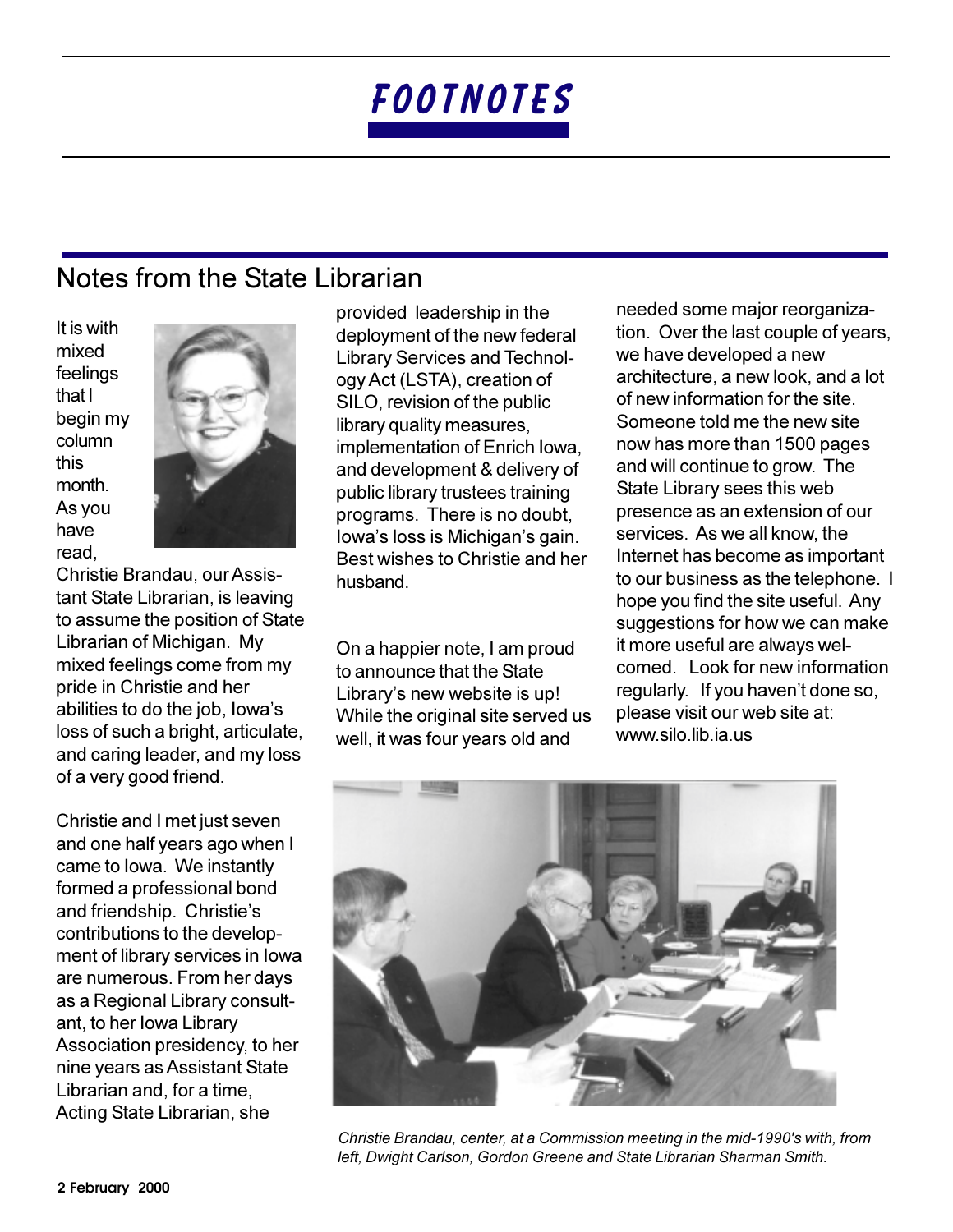# FOOTNOTES

## Notes from the State Librarian

It is with mixed feelings that I begin my column this month. As you have read, Christie Brandau, our Assistant State Librarian, is leaving to assume the position of State Librarian of Michigan. My mixed feelings come from my pride in Christie and her abilities to do the job, Iowa's loss of such a bright, articulate, and caring leader, and my loss of a very good friend.

Christie and I met just seven and one half years ago when I came to Iowa. We instantly formed a professional bond and friendship. Christie's contributions to the development of library services in Iowa are numerous. From her days as a Regional Library consultant, to her Iowa Library Association presidency, to her nine years as Assistant State Librarian and, for a time, Acting State Librarian, she provided leadership in the deployment of the new federal Library Services and Technology Act (LSTA), creation of SILO, revision of the public library quality measures, implementation of Enrich Iowa, and development & delivery of public library trustees training programs. There is no doubt, Iowa's loss is Michigan's gain. Best wishes to Christie and her husband.

On a happier note, I am proud to announce that the State Library's new website is up! While the original site served us well, it was four years old and needed some major reorganization. Over the last couple of years, we have developed a new architecture, a new look, and a lot of new information for the site. Someone told me the new site now has more than 1500 pages and will continue to grow. The State Library sees this web presence as an extension of our services. As we all know, the Internet has become as important to our business as the telephone. I hope you find the site useful. Any suggestions for how we can make it more useful are always welcomed. Look for new information regularly. If you haven't done so, please visit our web site at: www.silo.lib.ia.us

*Christie Brandau, center, at a Commission meeting in the mid-1990's with, from left, Dwight Carlson, Gordon Greene and State Librarian Sharman Smith.*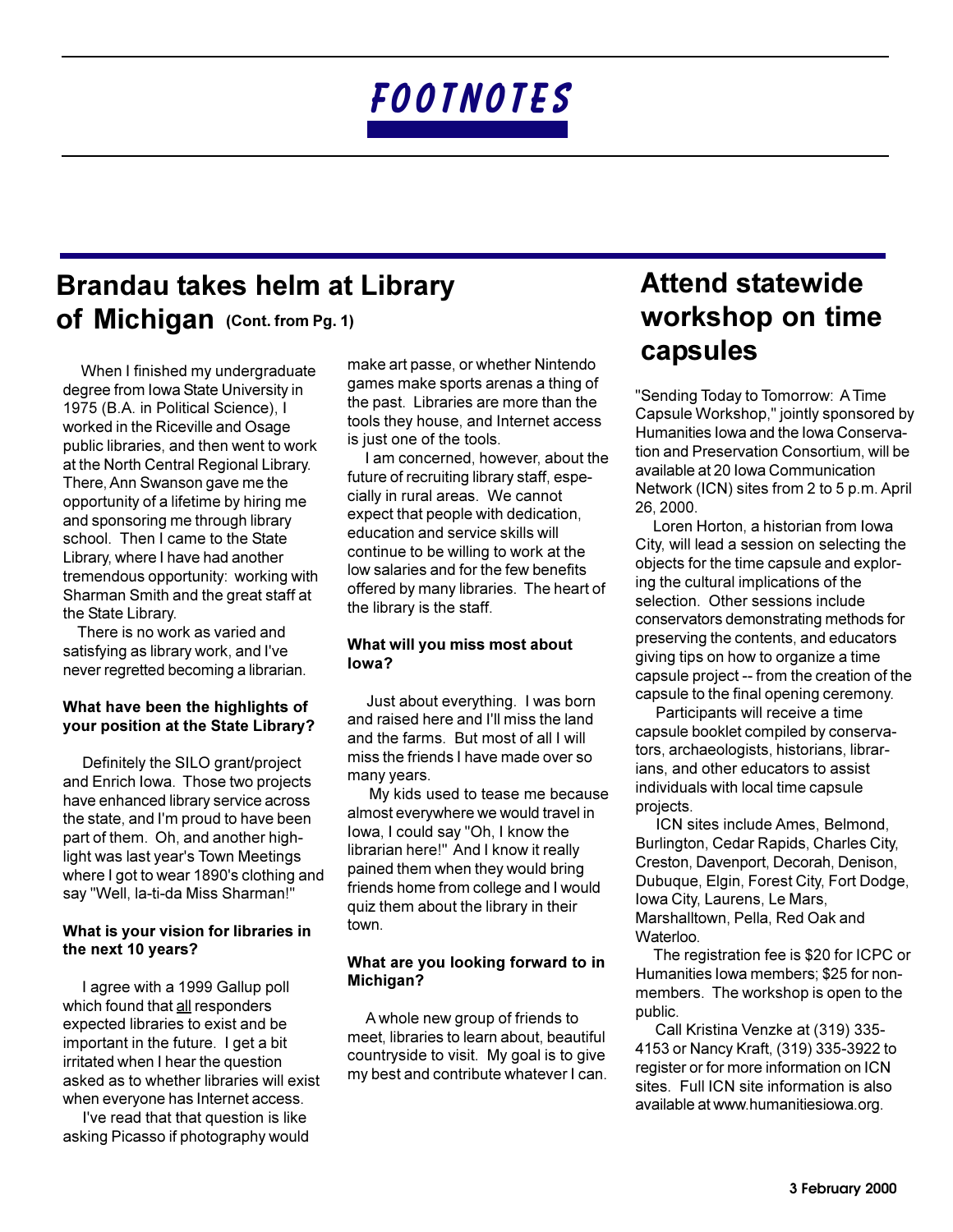# FOOTNOTES

## Brandau takes helm at Library of Michigan (Cont. from Pg. 1)

When I finished my undergraduate degree from Iowa State University in 1975 (B.A. in Political Science), I worked in the Riceville and Osage public libraries, and then went to work at the North Central Regional Library. There, Ann Swanson gave me the opportunity of a lifetime by hiring me and sponsoring me through library school. Then I came to the State Library, where I have had another tremendous opportunity: working with Sharman Smith and the great staff at the State Library.

There is no work as varied and satisfying as library work, and I've never regretted becoming a librarian.

**What have been the highlights of your position at the State Library?**

Definitely the SILO grant/project and Enrich Iowa. Those two projects have enhanced library service across the state, and I'm proud to have been part of them. Oh, and another highlight was last year's Town Meetings where I got to wear 1890's clothing and say "Well, la-ti-da Miss Sharman!"

**What is your vision for libraries in the next 10 years?**

I agree with a 1999 Gallup poll which found that all responders expected libraries to exist and be important in the future. I get a bit irritated when I hear the question asked as to whether libraries will exist when everyone has Internet access.

I've read that that question is like asking Picasso if photography would make art passe, or whether Nintendo games make sports arenas a thing of the past. Libraries are more than the tools they house, and Internet access is just one of the tools.

I am concerned, however, about the future of recruiting library staff, especially in rural areas. We cannot expect that people with dedication, education and service skills will continue to be willing to work at the low salaries and for the few benefits offered by many libraries. The heart of the library is the staff.

**What will you miss most about Iowa?**

Just about everything. I was born and raised here and I'll miss the land and the farms. But most of all I will miss the friends I have made over so many years.

My kids used to tease me because almost everywhere we would travel in Iowa, I could say "Oh, I know the librarian here!" And I know it really pained them when they would bring friends home from college and I would quiz them about the library in their town.

**What are you looking forward to in Michigan?**

A whole new group of friends to meet, libraries to learn about, beautiful countryside to visit. My goal is to give my best and contribute whatever I can.

## Attend statewide workshop on time capsules

"Sending Today to Tomorrow: A Time Capsule Workshop," jointly sponsored by Humanities Iowa and the Iowa Conservation and Preservation Consortium, will be available at 20 Iowa Communication Network (ICN) sites from 2 to 5 p.m. April 26, 2000.

Loren Horton, a historian from Iowa City, will lead a session on selecting the objects for the time capsule and exploring the cultural implications of the selection. Other sessions include conservators demonstrating methods for preserving the contents, and educators giving tips on how to organize a time capsule project -- from the creation of the capsule to the final opening ceremony.

Participants will receive a time capsule booklet compiled by conservators, archaeologists, historians, librarians, and other educators to assist individuals with local time capsule projects.

ICN sites include Ames, Belmond, Burlington, Cedar Rapids, Charles City, Creston, Davenport, Decorah, Denison, Dubuque, Elgin, Forest City, Fort Dodge, Iowa City, Laurens, Le Mars, Marshalltown, Pella, Red Oak and Waterloo.

The registration fee is $20 for ICPC or Humanities Iowa members; $25 for nonmembers. The workshop is open to the public.

Call Kristina Venzke at (319) 335-4153 or Nancy Kraft, (319) 335-3922 to register or for more information on ICN sites. Full ICN site information is also available at www.humanitiesiowa.org.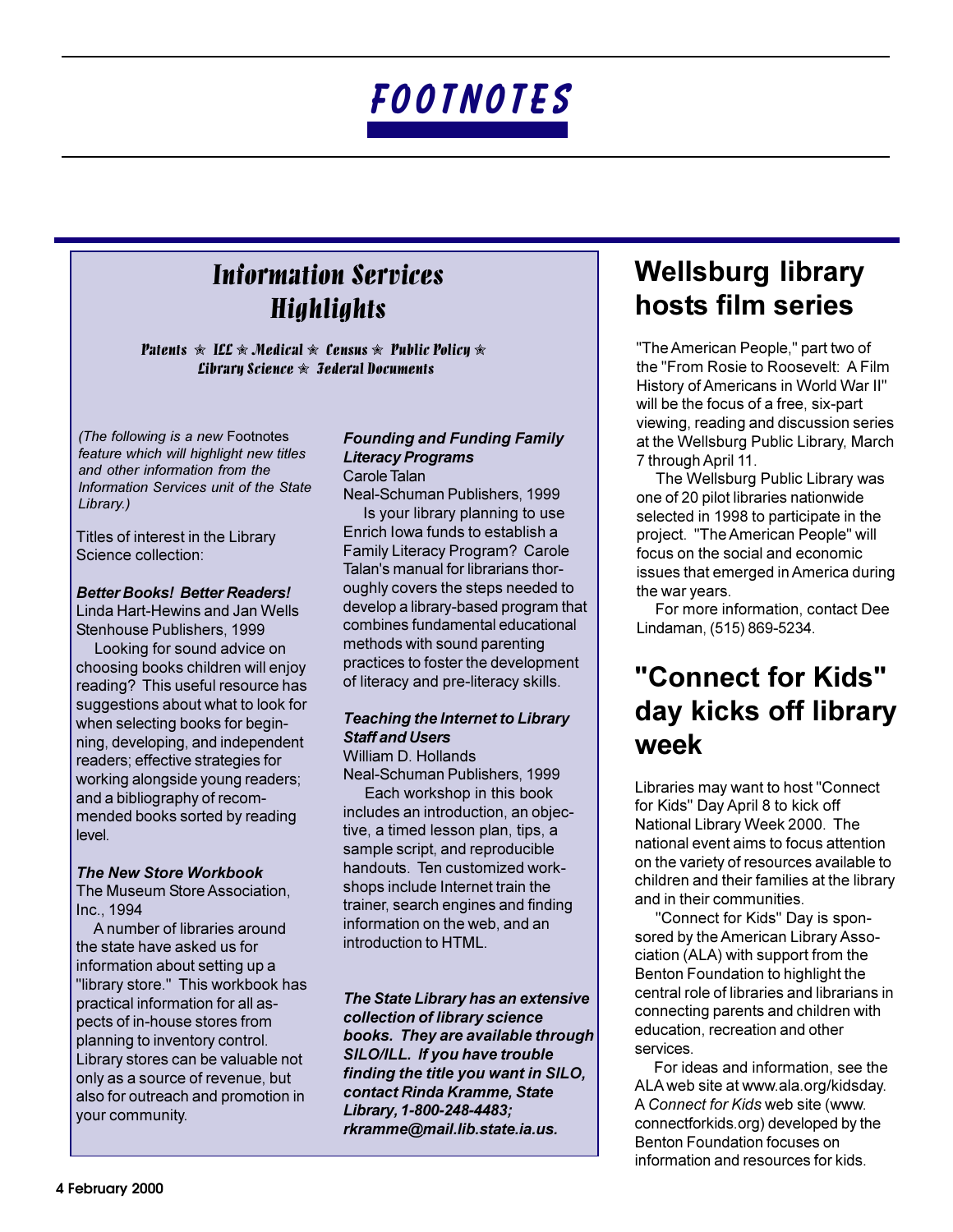# FOOTNOTES

## Information Services Highlights

**Patents ✯ ILL ✯ Medical ✯ Census ✯ Public Policy ✯ Library Science ✯ Federal Documents**

*(The following is a new* Footnotes *feature which will highlight new titles and other information from the Information Services unit of the State Library.)*

Titles of interest in the Library Science collection:

***Better Books! Better Readers!***
Linda Hart-Hewins and Jan Wells
Stenhouse Publishers, 1999

Looking for sound advice on choosing books children will enjoy reading? This useful resource has suggestions about what to look for when selecting books for beginning, developing, and independent readers; effective strategies for working alongside young readers; and a bibliography of recommended books sorted by reading level.

***The New Store Workbook***
The Museum Store Association, Inc., 1994

A number of libraries around the state have asked us for information about setting up a "library store." This workbook has practical information for all aspects of in-house stores from planning to inventory control. Library stores can be valuable not only as a source of revenue, but also for outreach and promotion in your community.

***Founding and Funding Family Literacy Programs***
Carole Talan
Neal-Schuman Publishers, 1999

Is your library planning to use Enrich Iowa funds to establish a Family Literacy Program? Carole Talan's manual for librarians thoroughly covers the steps needed to develop a library-based program that combines fundamental educational methods with sound parenting practices to foster the development of literacy and pre-literacy skills.

***Teaching the Internet to Library Staff and Users***
William D. Hollands
Neal-Schuman Publishers, 1999

Each workshop in this book includes an introduction, an objective, a timed lesson plan, tips, a sample script, and reproducible handouts. Ten customized workshops include Internet train the trainer, search engines and finding information on the web, and an introduction to HTML.

***The State Library has an extensive collection of library science books. They are available through SILO/ILL. If you have trouble finding the title you want in SILO, contact Rinda Kramme, State Library, 1-800-248-4483; rkramme@mail.lib.state.ia.us.***

## Wellsburg library hosts film series

"The American People," part two of the "From Rosie to Roosevelt: A Film History of Americans in World War II" will be the focus of a free, six-part viewing, reading and discussion series at the Wellsburg Public Library, March 7 through April 11.

The Wellsburg Public Library was one of 20 pilot libraries nationwide selected in 1998 to participate in the project. "The American People" will focus on the social and economic issues that emerged in America during the war years.

For more information, contact Dee Lindaman, (515) 869-5234.

## "Connect for Kids" day kicks off library week

Libraries may want to host "Connect for Kids" Day April 8 to kick off National Library Week 2000. The national event aims to focus attention on the variety of resources available to children and their families at the library and in their communities.

"Connect for Kids" Day is sponsored by the American Library Association (ALA) with support from the Benton Foundation to highlight the central role of libraries and librarians in connecting parents and children with education, recreation and other services.

For ideas and information, see the ALA web site at www.ala.org/kidsday. A *Connect for Kids* web site (www.connectforkids.org) developed by the Benton Foundation focuses on information and resources for kids.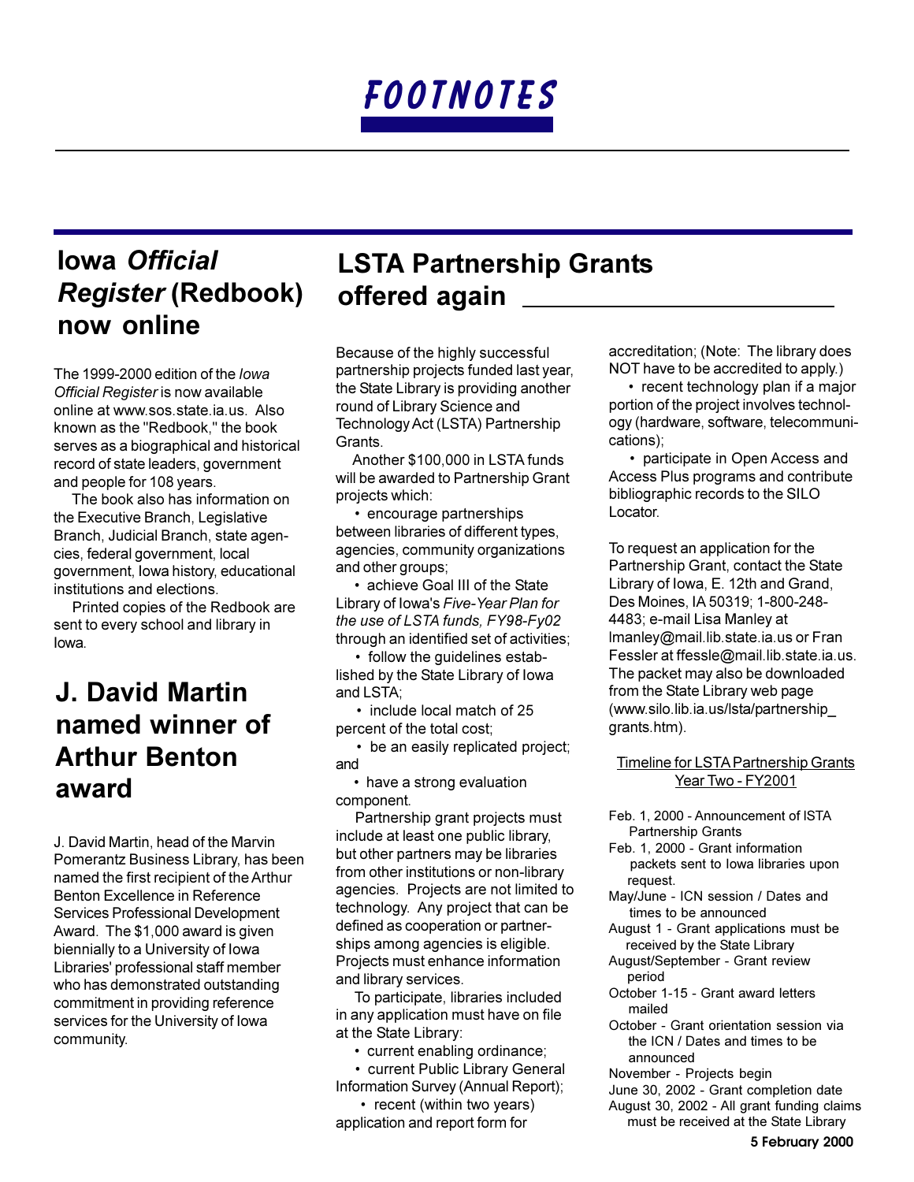# FOOTNOTES

## Iowa *Official Register* (Redbook) now online

The 1999-2000 edition of the *Iowa Official Register* is now available online at www.sos.state.ia.us. Also known as the "Redbook," the book serves as a biographical and historical record of state leaders, government and people for 108 years.

The book also has information on the Executive Branch, Legislative Branch, Judicial Branch, state agencies, federal government, local government, Iowa history, educational institutions and elections.

Printed copies of the Redbook are sent to every school and library in Iowa.

## J. David Martin named winner of Arthur Benton award

J. David Martin, head of the Marvin Pomerantz Business Library, has been named the first recipient of the Arthur Benton Excellence in Reference Services Professional Development Award. The $1,000 award is given biennially to a University of Iowa Libraries' professional staff member who has demonstrated outstanding commitment in providing reference services for the University of Iowa community.

## LSTA Partnership Grants offered again

Because of the highly successful partnership projects funded last year, the State Library is providing another round of Library Science and Technology Act (LSTA) Partnership Grants.

Another $100,000 in LSTA funds will be awarded to Partnership Grant projects which:

- encourage partnerships between libraries of different types, agencies, community organizations and other groups;
- achieve Goal III of the State Library of Iowa's *Five-Year Plan for the use of LSTA funds, FY98-Fy02* through an identified set of activities;
- follow the guidelines established by the State Library of Iowa and LSTA;
- include local match of 25 percent of the total cost;
- be an easily replicated project; and
- have a strong evaluation component.

Partnership grant projects must include at least one public library, but other partners may be libraries from other institutions or non-library agencies. Projects are not limited to technology. Any project that can be defined as cooperation or partnerships among agencies is eligible. Projects must enhance information and library services.

To participate, libraries included in any application must have on file at the State Library:

- current enabling ordinance;
- current Public Library General Information Survey (Annual Report);
- recent (within two years) application and report form for accreditation; (Note: The library does NOT have to be accredited to apply.)
- recent technology plan if a major portion of the project involves technology (hardware, software, telecommunications);
- participate in Open Access and Access Plus programs and contribute bibliographic records to the SILO Locator.

To request an application for the Partnership Grant, contact the State Library of Iowa, E. 12th and Grand, Des Moines, IA 50319; 1-800-248-4483; e-mail Lisa Manley at lmanley@mail.lib.state.ia.us or Fran Fessler at ffessle@mail.lib.state.ia.us. The packet may also be downloaded from the State Library web page (www.silo.lib.ia.us/lsta/partnership_grants.htm).

Timeline for LSTA Partnership Grants
Year Two - FY2001

- Feb. 1, 2000 - Announcement of lSTA Partnership Grants
- Feb. 1, 2000 - Grant information packets sent to Iowa libraries upon request.
- May/June - ICN session / Dates and times to be announced
- August 1 - Grant applications must be received by the State Library
- August/September - Grant review period
- October 1-15 - Grant award letters mailed
- October - Grant orientation session via the ICN / Dates and times to be announced
- November - Projects begin
- June 30, 2002 - Grant completion date
- August 30, 2002 - All grant funding claims must be received at the State Library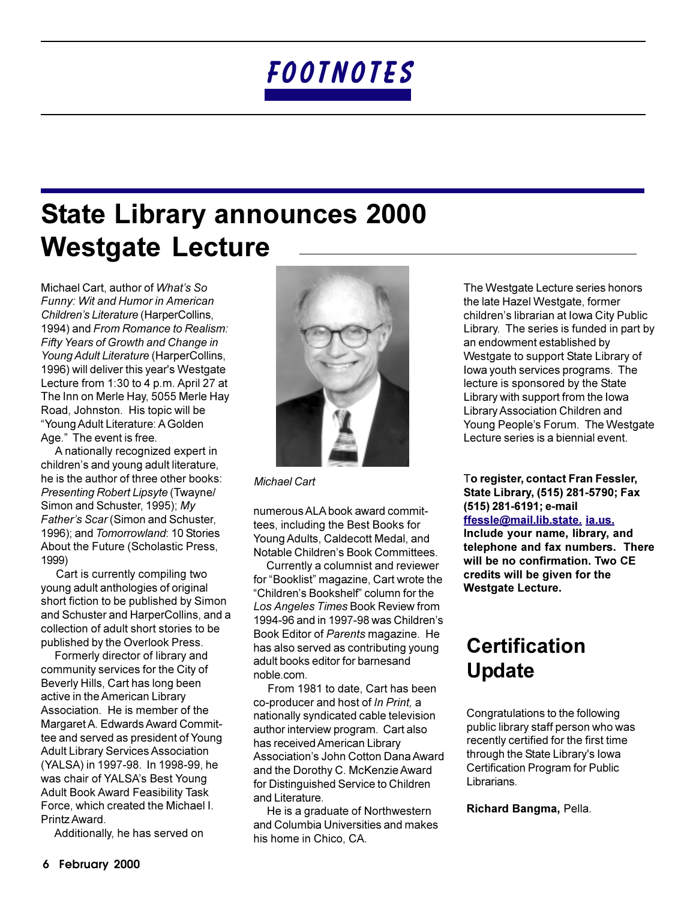# FOOTNOTES

## State Library announces 2000 Westgate Lecture

Michael Cart, author of *What's So Funny: Wit and Humor in American Children's Literature* (HarperCollins, 1994) and *From Romance to Realism: Fifty Years of Growth and Change in Young Adult Literature* (HarperCollins, 1996) will deliver this year's Westgate Lecture from 1:30 to 4 p.m. April 27 at The Inn on Merle Hay, 5055 Merle Hay Road, Johnston. His topic will be "Young Adult Literature: A Golden Age." The event is free.

A nationally recognized expert in children's and young adult literature, he is the author of three other books: *Presenting Robert Lipsyte* (Twayne/Simon and Schuster, 1995); *My Father's Scar* (Simon and Schuster, 1996); and *Tomorrowland*: 10 Stories About the Future (Scholastic Press, 1999)

Cart is currently compiling two young adult anthologies of original short fiction to be published by Simon and Schuster and HarperCollins, and a collection of adult short stories to be published by the Overlook Press.

Formerly director of library and community services for the City of Beverly Hills, Cart has long been active in the American Library Association. He is member of the Margaret A. Edwards Award Committee and served as president of Young Adult Library Services Association (YALSA) in 1997-98. In 1998-99, he was chair of YALSA's Best Young Adult Book Award Feasibility Task Force, which created the Michael I. Printz Award.

Additionally, he has served on numerous ALA book award committees, including the Best Books for Young Adults, Caldecott Medal, and Notable Children's Book Committees.

*Michael Cart*

Currently a columnist and reviewer for "Booklist" magazine, Cart wrote the "Children's Bookshelf" column for the *Los Angeles Times* Book Review from 1994-96 and in 1997-98 was Children's Book Editor of *Parents* magazine. He has also served as contributing young adult books editor for barnesandnoble.com.

From 1981 to date, Cart has been co-producer and host of *In Print,* a nationally syndicated cable television author interview program. Cart also has received American Library Association's John Cotton Dana Award and the Dorothy C. McKenzie Award for Distinguished Service to Children and Literature.

He is a graduate of Northwestern and Columbia Universities and makes his home in Chico, CA.

The Westgate Lecture series honors the late Hazel Westgate, former children's librarian at Iowa City Public Library. The series is funded in part by an endowment established by Westgate to support State Library of Iowa youth services programs. The lecture is sponsored by the State Library with support from the Iowa Library Association Children and Young People's Forum. The Westgate Lecture series is a biennial event.

**To register, contact Fran Fessler, State Library, (515) 281-5790; Fax (515) 281-6191; e-mail ffessle@mail.lib.state.ia.us. Include your name, library, and telephone and fax numbers. There will be no confirmation. Two CE credits will be given for the Westgate Lecture.**

## Certification Update

Congratulations to the following public library staff person who was recently certified for the first time through the State Library's Iowa Certification Program for Public Librarians.

**Richard Bangma,** Pella.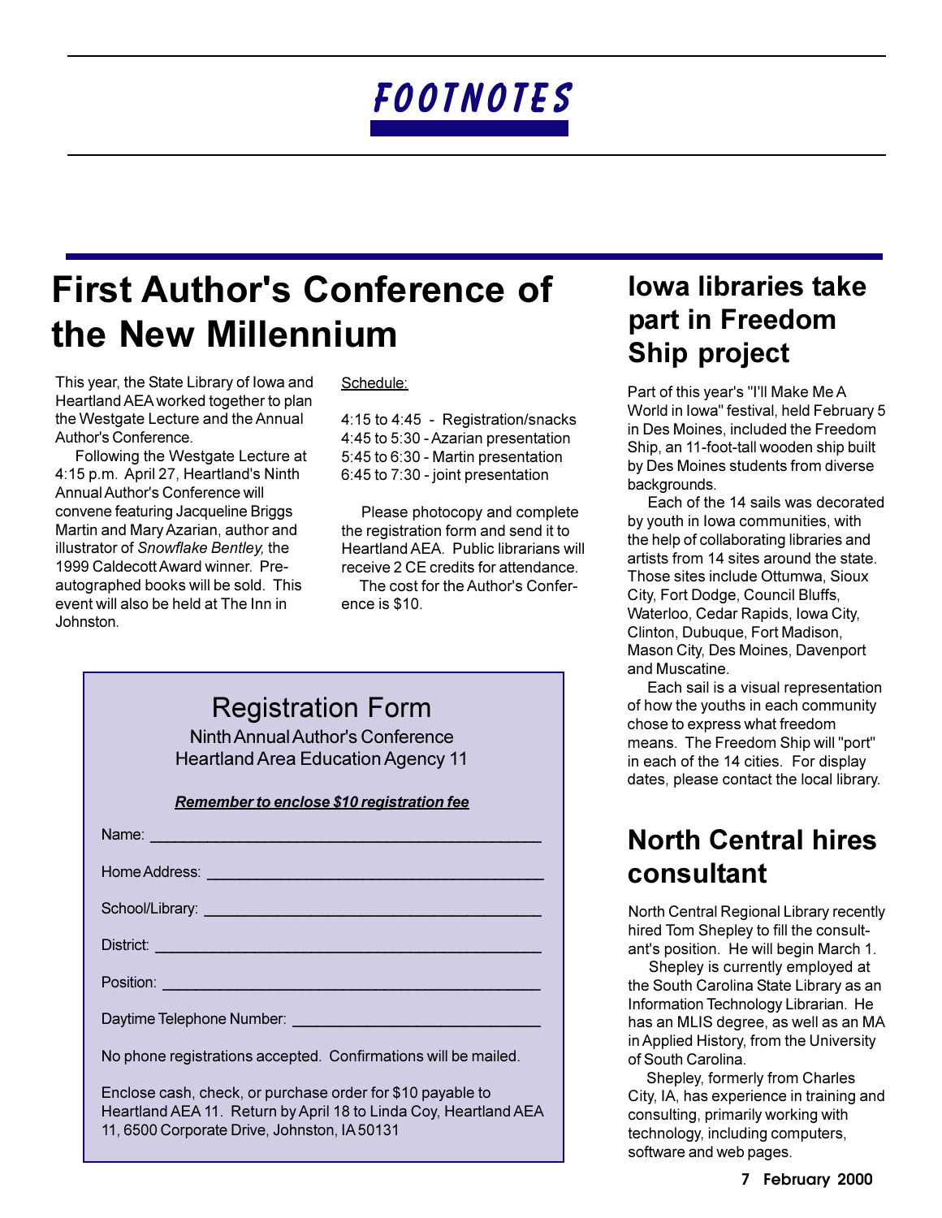# FOOTNOTES

## First Author's Conference of the New Millennium

This year, the State Library of Iowa and Heartland AEA worked together to plan the Westgate Lecture and the Annual Author's Conference.

Following the Westgate Lecture at 4:15 p.m. April 27, Heartland's Ninth Annual Author's Conference will convene featuring Jacqueline Briggs Martin and Mary Azarian, author and illustrator of *Snowflake Bentley,* the 1999 Caldecott Award winner. Pre-autographed books will be sold. This event will also be held at The Inn in Johnston.

Schedule:

4:15 to 4:45 - Registration/snacks
4:45 to 5:30 - Azarian presentation
5:45 to 6:30 - Martin presentation
6:45 to 7:30 - joint presentation

Please photocopy and complete the registration form and send it to Heartland AEA. Public librarians will receive 2 CE credits for attendance.

The cost for the Author's Conference is $10.

### Registration Form

Ninth Annual Author's Conference
Heartland Area Education Agency 11

***Remember to enclose $10 registration fee***

Name: ______________________________________________

Home Address: ________________________________________

School/Library: _______________________________________

District: _____________________________________________

Position: _____________________________________________

Daytime Telephone Number: _____________________________

No phone registrations accepted. Confirmations will be mailed.

Enclose cash, check, or purchase order for $10 payable to Heartland AEA 11. Return by April 18 to Linda Coy, Heartland AEA 11, 6500 Corporate Drive, Johnston, IA 50131

## Iowa libraries take part in Freedom Ship project

Part of this year's "I'll Make Me A World in Iowa" festival, held February 5 in Des Moines, included the Freedom Ship, an 11-foot-tall wooden ship built by Des Moines students from diverse backgrounds.

Each of the 14 sails was decorated by youth in Iowa communities, with the help of collaborating libraries and artists from 14 sites around the state. Those sites include Ottumwa, Sioux City, Fort Dodge, Council Bluffs, Waterloo, Cedar Rapids, Iowa City, Clinton, Dubuque, Fort Madison, Mason City, Des Moines, Davenport and Muscatine.

Each sail is a visual representation of how the youths in each community chose to express what freedom means. The Freedom Ship will "port" in each of the 14 cities. For display dates, please contact the local library.

## North Central hires consultant

North Central Regional Library recently hired Tom Shepley to fill the consultant's position. He will begin March 1.

Shepley is currently employed at the South Carolina State Library as an Information Technology Librarian. He has an MLIS degree, as well as an MA in Applied History, from the University of South Carolina.

Shepley, formerly from Charles City, IA, has experience in training and consulting, primarily working with technology, including computers, software and web pages.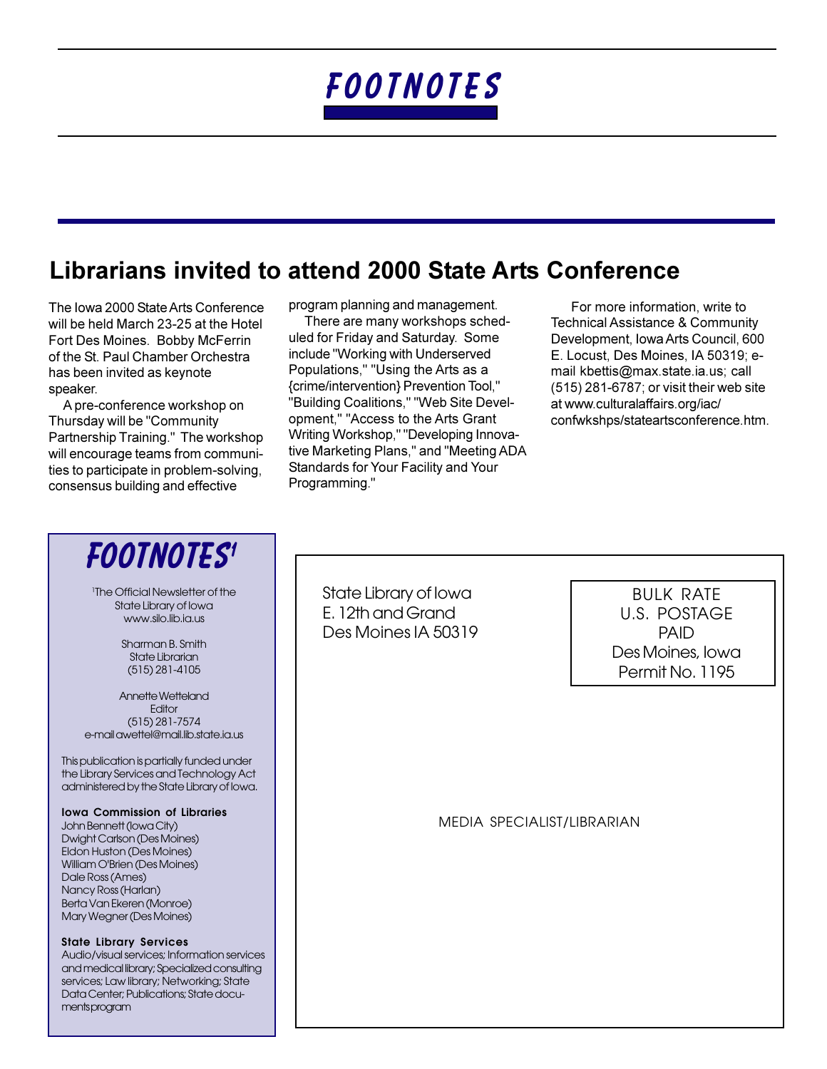# FOOTNOTES

## Librarians invited to attend 2000 State Arts Conference

The Iowa 2000 State Arts Conference will be held March 23-25 at the Hotel Fort Des Moines. Bobby McFerrin of the St. Paul Chamber Orchestra has been invited as keynote speaker.

A pre-conference workshop on Thursday will be "Community Partnership Training." The workshop will encourage teams from communities to participate in problem-solving, consensus building and effective program planning and management.

There are many workshops scheduled for Friday and Saturday. Some include "Working with Underserved Populations," "Using the Arts as a {crime/intervention} Prevention Tool," "Building Coalitions," "Web Site Development," "Access to the Arts Grant Writing Workshop," "Developing Innovative Marketing Plans," and "Meeting ADA Standards for Your Facility and Your Programming."

For more information, write to Technical Assistance & Community Development, Iowa Arts Council, 600 E. Locust, Des Moines, IA 50319; e-mail kbettis@max.state.ia.us; call (515) 281-6787; or visit their web site at www.culturalaffairs.org/iac/confwkshps/stateartsconference.htm.

---

## FOOTNOTES[1]

[1]The Official Newsletter of the State Library of Iowa
www.silo.lib.ia.us

Sharman B. Smith
State Librarian
(515) 281-4105

Annette Wetteland
Editor
(515) 281-7574
e-mail awettel@mail.lib.state.ia.us

This publication is partially funded under the Library Services and Technology Act administered by the State Library of Iowa.

**Iowa Commission of Libraries**
John Bennett (Iowa City)
Dwight Carlson (Des Moines)
Eldon Huston (Des Moines)
William O'Brien (Des Moines)
Dale Ross (Ames)
Nancy Ross (Harlan)
Berta Van Ekeren (Monroe)
Mary Wegner (Des Moines)

**State Library Services**
Audio/visual services; Information services and medical library; Specialized consulting services; Law library; Networking; State Data Center; Publications; State documents program

---

State Library of Iowa
E. 12th and Grand
Des Moines IA 50319

BULK RATE
U.S. POSTAGE
PAID
Des Moines, Iowa
Permit No. 1195

MEDIA SPECIALIST/LIBRARIAN